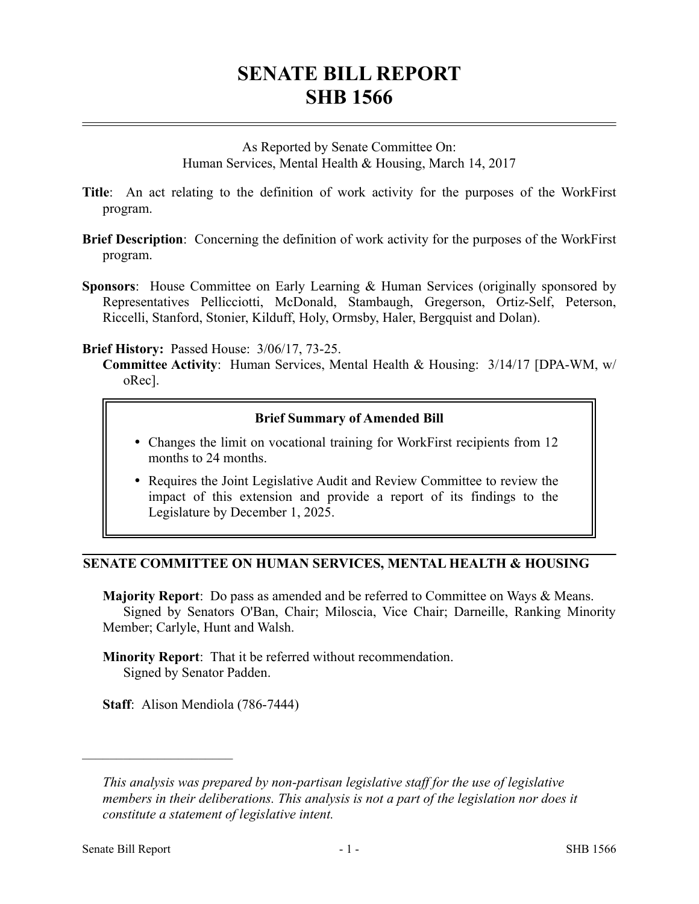# SENATE BILL REPORT
# SHB 1566

As Reported by Senate Committee On:
Human Services, Mental Health & Housing, March 14, 2017

**Title**: An act relating to the definition of work activity for the purposes of the WorkFirst program.

**Brief Description**: Concerning the definition of work activity for the purposes of the WorkFirst program.

**Sponsors**: House Committee on Early Learning & Human Services (originally sponsored by Representatives Pellicciotti, McDonald, Stambaugh, Gregerson, Ortiz-Self, Peterson, Riccelli, Stanford, Stonier, Kilduff, Holy, Ormsby, Haler, Bergquist and Dolan).

**Brief History:** Passed House: 3/06/17, 73-25.
**Committee Activity**: Human Services, Mental Health & Housing: 3/14/17 [DPA-WM, w/oRec].

### Brief Summary of Amended Bill

- Changes the limit on vocational training for WorkFirst recipients from 12 months to 24 months.
- Requires the Joint Legislative Audit and Review Committee to review the impact of this extension and provide a report of its findings to the Legislature by December 1, 2025.

## SENATE COMMITTEE ON HUMAN SERVICES, MENTAL HEALTH & HOUSING

**Majority Report**: Do pass as amended and be referred to Committee on Ways & Means.
Signed by Senators O'Ban, Chair; Miloscia, Vice Chair; Darneille, Ranking Minority Member; Carlyle, Hunt and Walsh.

**Minority Report**: That it be referred without recommendation.
Signed by Senator Padden.

**Staff**: Alison Mendiola (786-7444)

---

*This analysis was prepared by non-partisan legislative staff for the use of legislative members in their deliberations. This analysis is not a part of the legislation nor does it constitute a statement of legislative intent.*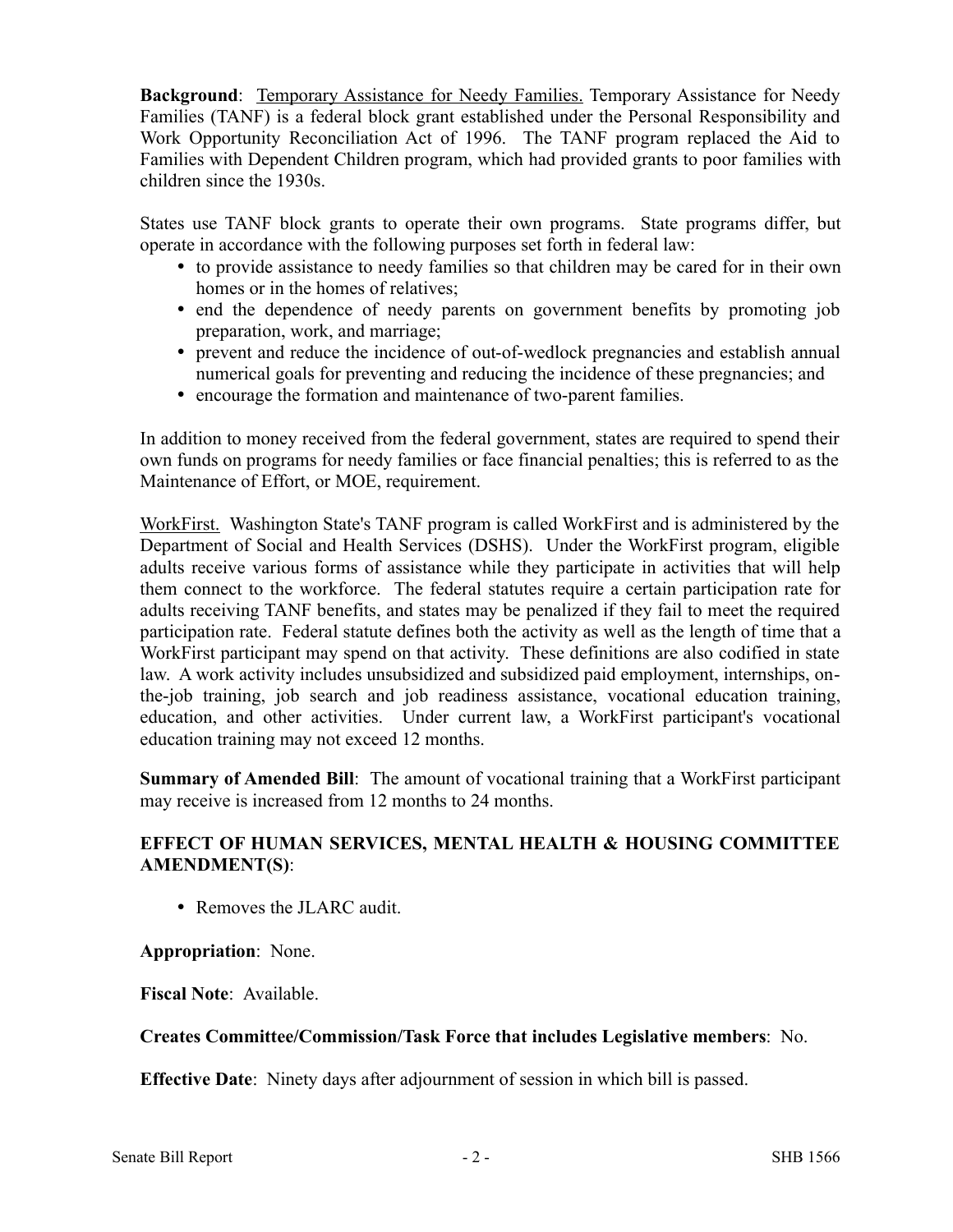**Background**: Temporary Assistance for Needy Families. Temporary Assistance for Needy Families (TANF) is a federal block grant established under the Personal Responsibility and Work Opportunity Reconciliation Act of 1996. The TANF program replaced the Aid to Families with Dependent Children program, which had provided grants to poor families with children since the 1930s.

States use TANF block grants to operate their own programs. State programs differ, but operate in accordance with the following purposes set forth in federal law:

- to provide assistance to needy families so that children may be cared for in their own homes or in the homes of relatives;
- end the dependence of needy parents on government benefits by promoting job preparation, work, and marriage;
- prevent and reduce the incidence of out-of-wedlock pregnancies and establish annual numerical goals for preventing and reducing the incidence of these pregnancies; and
- encourage the formation and maintenance of two-parent families.

In addition to money received from the federal government, states are required to spend their own funds on programs for needy families or face financial penalties; this is referred to as the Maintenance of Effort, or MOE, requirement.

WorkFirst. Washington State's TANF program is called WorkFirst and is administered by the Department of Social and Health Services (DSHS). Under the WorkFirst program, eligible adults receive various forms of assistance while they participate in activities that will help them connect to the workforce. The federal statutes require a certain participation rate for adults receiving TANF benefits, and states may be penalized if they fail to meet the required participation rate. Federal statute defines both the activity as well as the length of time that a WorkFirst participant may spend on that activity. These definitions are also codified in state law. A work activity includes unsubsidized and subsidized paid employment, internships, on-the-job training, job search and job readiness assistance, vocational education training, education, and other activities. Under current law, a WorkFirst participant's vocational education training may not exceed 12 months.

**Summary of Amended Bill**: The amount of vocational training that a WorkFirst participant may receive is increased from 12 months to 24 months.

**EFFECT OF HUMAN SERVICES, MENTAL HEALTH & HOUSING COMMITTEE AMENDMENT(S)**:

- Removes the JLARC audit.

**Appropriation**: None.

**Fiscal Note**: Available.

**Creates Committee/Commission/Task Force that includes Legislative members**: No.

**Effective Date**: Ninety days after adjournment of session in which bill is passed.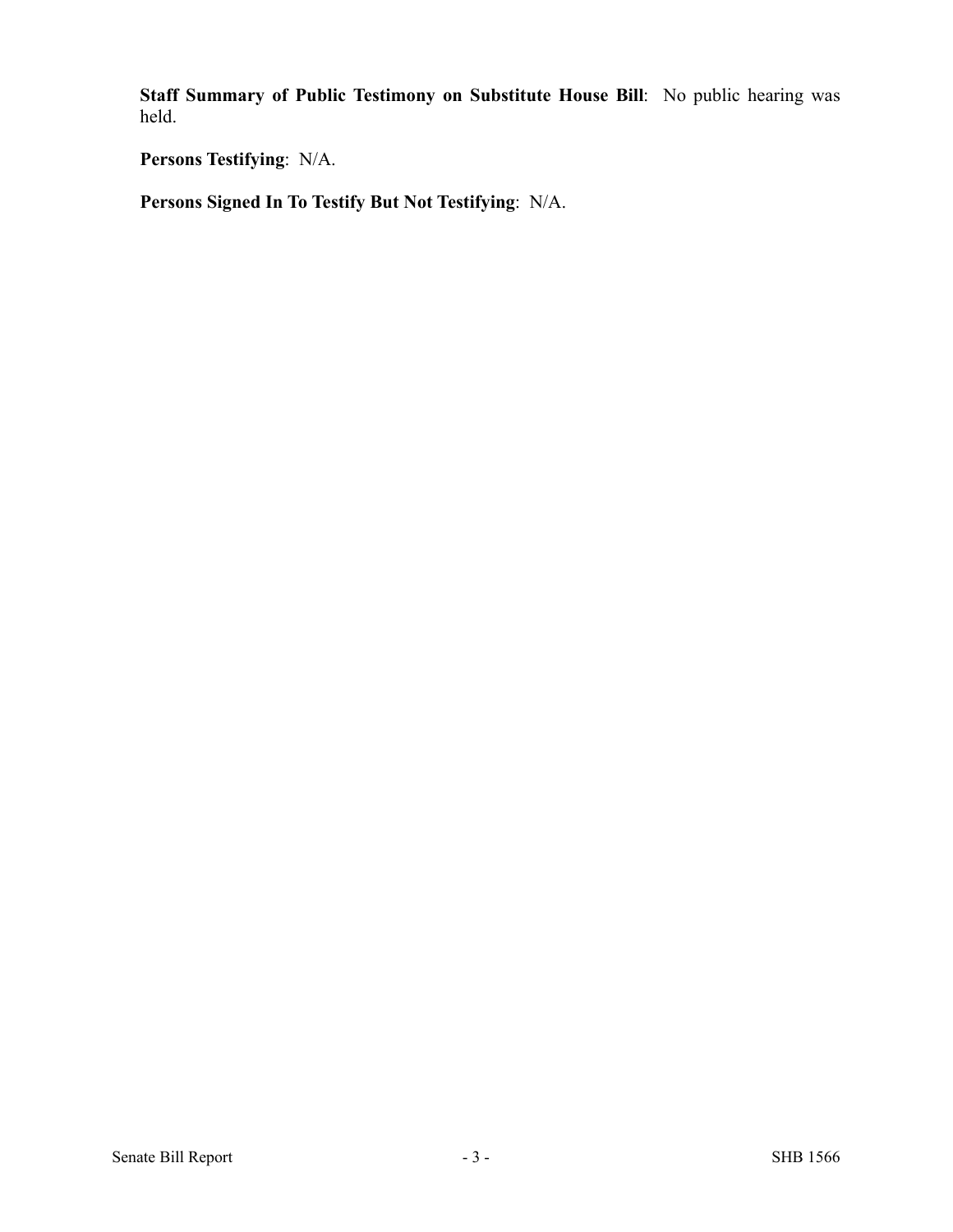**Staff Summary of Public Testimony on Substitute House Bill**: No public hearing was held.

**Persons Testifying**: N/A.

**Persons Signed In To Testify But Not Testifying**: N/A.